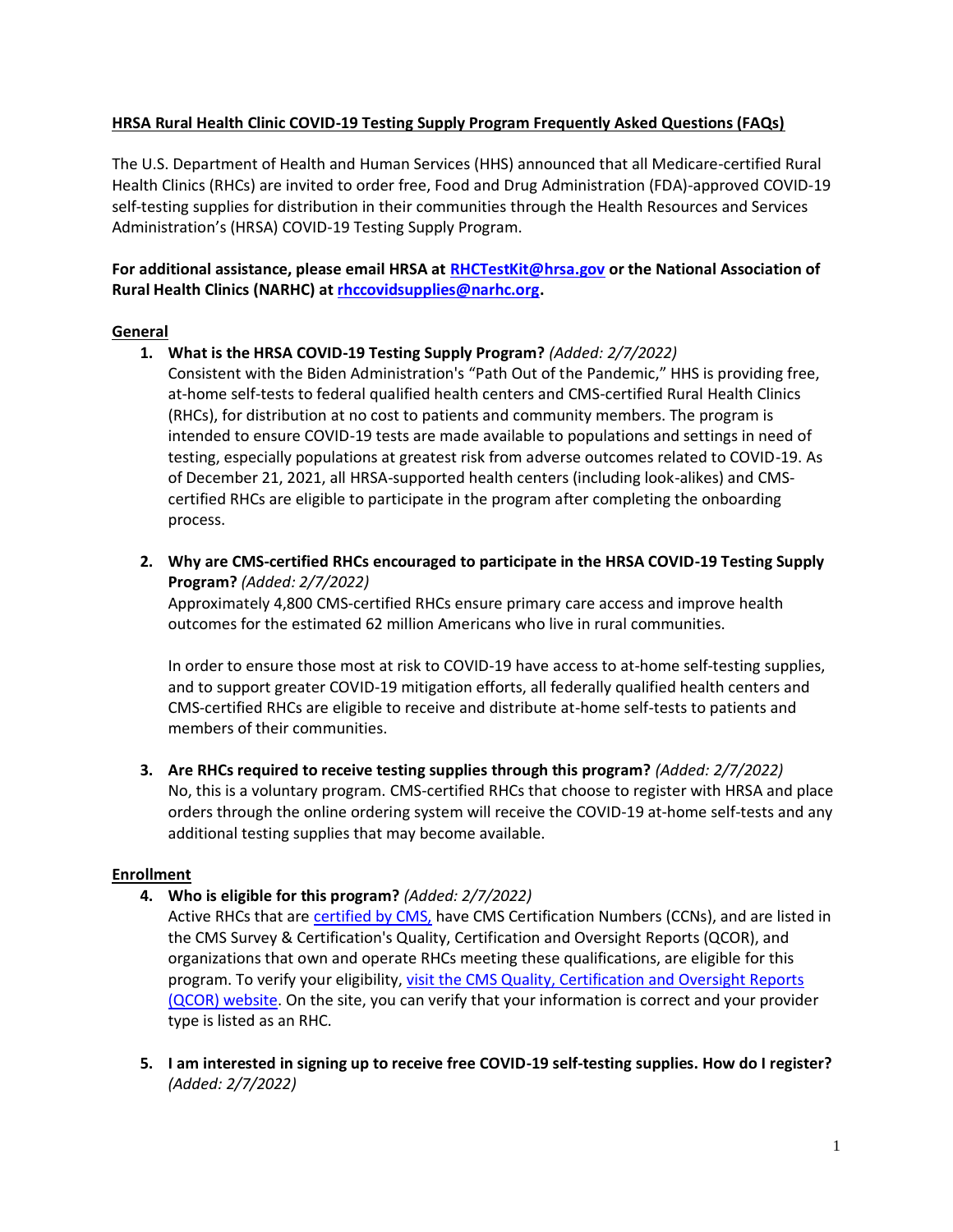# HRSA Rural Health Clinic COVID-19 Testing Supply Program Frequently Asked Questions (FAQs)

The U.S. Department of Health and Human Services (HHS) announced that all Medicare-certified Rural Health Clinics (RHCs) are invited to order free, Food and Drug Administration (FDA)-approved COVID-19 self-testing supplies for distribution in their communities through the Health Resources and Services Administration's (HRSA) COVID-19 Testing Supply Program.

**For additional assistance, please email HRSA at [RHCTestKit@hrsa.gov](mailto:RHCTestKit@hrsa.gov) or the National Association of Rural Health Clinics (NARHC) at [rhccovidsupplies@narhc.org](mailto:rhccovidsupplies@narhc.org).**

## General

1. **What is the HRSA COVID-19 Testing Supply Program?** *(Added: 2/7/2022)*
   Consistent with the Biden Administration's "Path Out of the Pandemic," HHS is providing free, at-home self-tests to federal qualified health centers and CMS-certified Rural Health Clinics (RHCs), for distribution at no cost to patients and community members. The program is intended to ensure COVID-19 tests are made available to populations and settings in need of testing, especially populations at greatest risk from adverse outcomes related to COVID-19. As of December 21, 2021, all HRSA-supported health centers (including look-alikes) and CMS-certified RHCs are eligible to participate in the program after completing the onboarding process.

2. **Why are CMS-certified RHCs encouraged to participate in the HRSA COVID-19 Testing Supply Program?** *(Added: 2/7/2022)*
   Approximately 4,800 CMS-certified RHCs ensure primary care access and improve health outcomes for the estimated 62 million Americans who live in rural communities.

   In order to ensure those most at risk to COVID-19 have access to at-home self-testing supplies, and to support greater COVID-19 mitigation efforts, all federally qualified health centers and CMS-certified RHCs are eligible to receive and distribute at-home self-tests to patients and members of their communities.

3. **Are RHCs required to receive testing supplies through this program?** *(Added: 2/7/2022)*
   No, this is a voluntary program. CMS-certified RHCs that choose to register with HRSA and place orders through the online ordering system will receive the COVID-19 at-home self-tests and any additional testing supplies that may become available.

## Enrollment

4. **Who is eligible for this program?** *(Added: 2/7/2022)*
   Active RHCs that are certified by CMS, have CMS Certification Numbers (CCNs), and are listed in the CMS Survey & Certification's Quality, Certification and Oversight Reports (QCOR), and organizations that own and operate RHCs meeting these qualifications, are eligible for this program. To verify your eligibility, visit the CMS Quality, Certification and Oversight Reports (QCOR) website. On the site, you can verify that your information is correct and your provider type is listed as an RHC.

5. **I am interested in signing up to receive free COVID-19 self-testing supplies. How do I register?** *(Added: 2/7/2022)*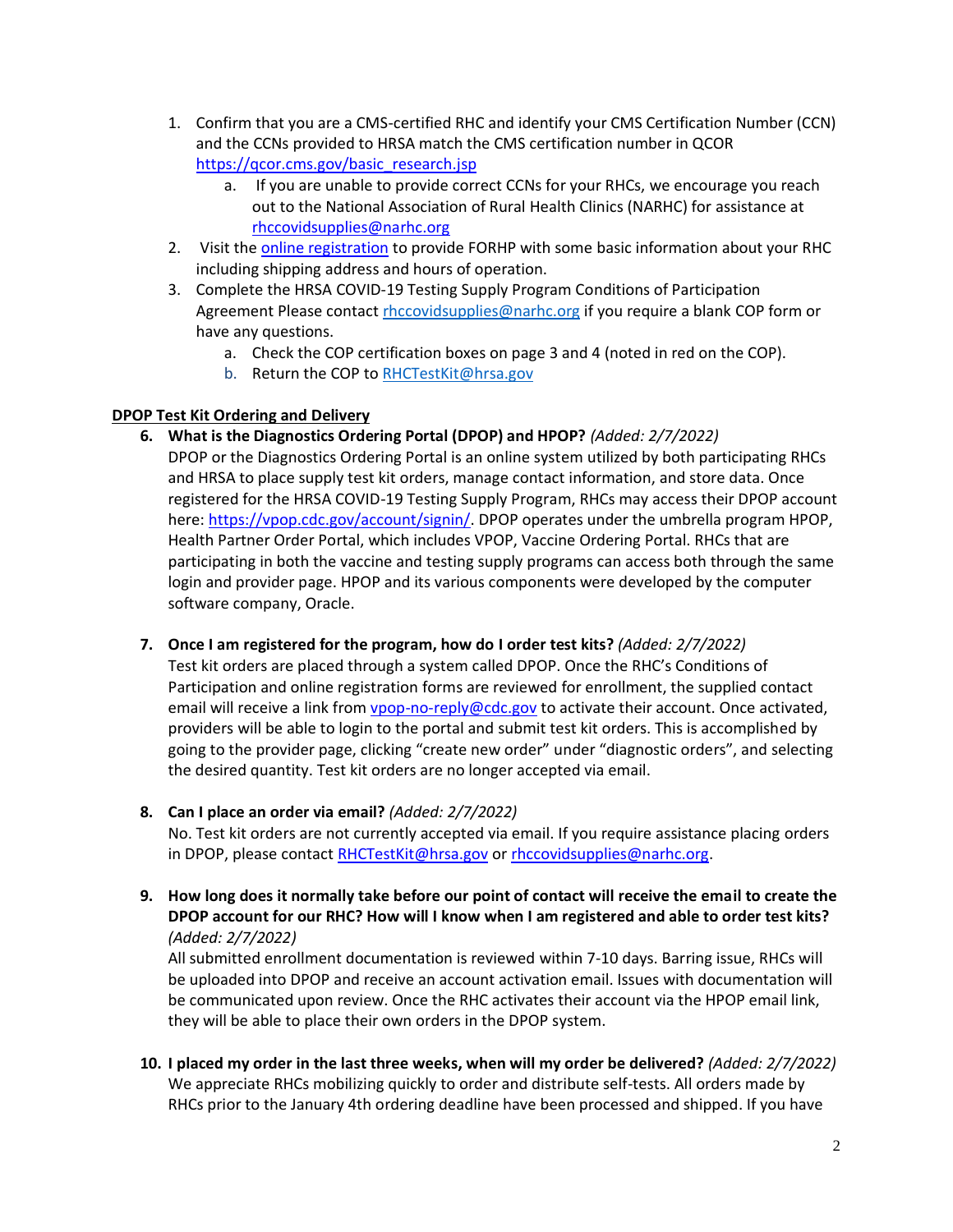1. Confirm that you are a CMS-certified RHC and identify your CMS Certification Number (CCN) and the CCNs provided to HRSA match the CMS certification number in QCOR https://qcor.cms.gov/basic_research.jsp
   a. If you are unable to provide correct CCNs for your RHCs, we encourage you reach out to the National Association of Rural Health Clinics (NARHC) for assistance at rhccovidsupplies@narhc.org
2. Visit the online registration to provide FORHP with some basic information about your RHC including shipping address and hours of operation.
3. Complete the HRSA COVID-19 Testing Supply Program Conditions of Participation Agreement Please contact rhccovidsupplies@narhc.org if you require a blank COP form or have any questions.
   a. Check the COP certification boxes on page 3 and 4 (noted in red on the COP).
   b. Return the COP to RHCTestKit@hrsa.gov

## DPOP Test Kit Ordering and Delivery

6. **What is the Diagnostics Ordering Portal (DPOP) and HPOP?** *(Added: 2/7/2022)*
   DPOP or the Diagnostics Ordering Portal is an online system utilized by both participating RHCs and HRSA to place supply test kit orders, manage contact information, and store data. Once registered for the HRSA COVID-19 Testing Supply Program, RHCs may access their DPOP account here: https://vpop.cdc.gov/account/signin/. DPOP operates under the umbrella program HPOP, Health Partner Order Portal, which includes VPOP, Vaccine Ordering Portal. RHCs that are participating in both the vaccine and testing supply programs can access both through the same login and provider page. HPOP and its various components were developed by the computer software company, Oracle.

7. **Once I am registered for the program, how do I order test kits?** *(Added: 2/7/2022)*
   Test kit orders are placed through a system called DPOP. Once the RHC's Conditions of Participation and online registration forms are reviewed for enrollment, the supplied contact email will receive a link from vpop-no-reply@cdc.gov to activate their account. Once activated, providers will be able to login to the portal and submit test kit orders. This is accomplished by going to the provider page, clicking "create new order" under "diagnostic orders", and selecting the desired quantity. Test kit orders are no longer accepted via email.

8. **Can I place an order via email?** *(Added: 2/7/2022)*
   No. Test kit orders are not currently accepted via email. If you require assistance placing orders in DPOP, please contact RHCTestKit@hrsa.gov or rhccovidsupplies@narhc.org.

9. **How long does it normally take before our point of contact will receive the email to create the DPOP account for our RHC? How will I know when I am registered and able to order test kits?** *(Added: 2/7/2022)*
   All submitted enrollment documentation is reviewed within 7-10 days. Barring issue, RHCs will be uploaded into DPOP and receive an account activation email. Issues with documentation will be communicated upon review. Once the RHC activates their account via the HPOP email link, they will be able to place their own orders in the DPOP system.

10. **I placed my order in the last three weeks, when will my order be delivered?** *(Added: 2/7/2022)*
    We appreciate RHCs mobilizing quickly to order and distribute self-tests. All orders made by RHCs prior to the January 4th ordering deadline have been processed and shipped. If you have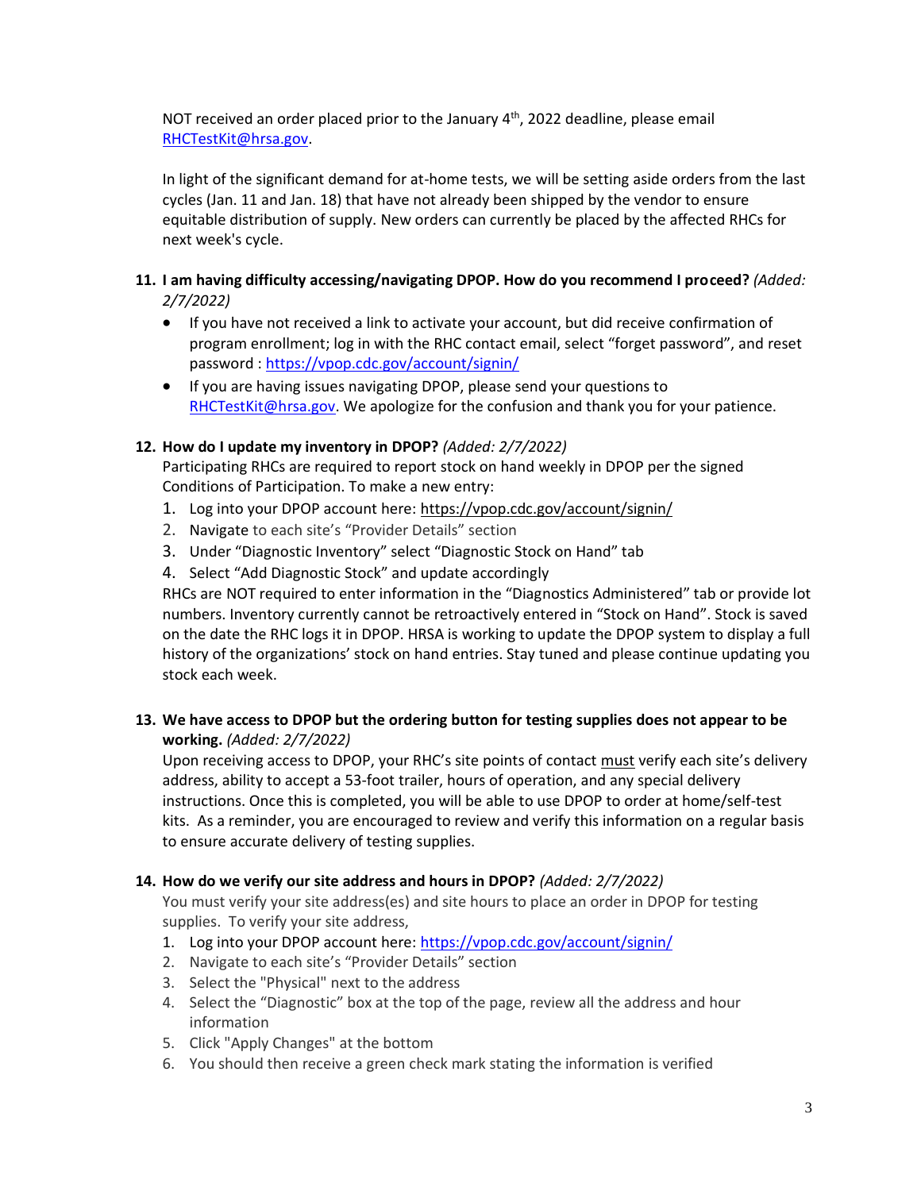NOT received an order placed prior to the January 4th, 2022 deadline, please email RHCTestKit@hrsa.gov.

In light of the significant demand for at-home tests, we will be setting aside orders from the last cycles (Jan. 11 and Jan. 18) that have not already been shipped by the vendor to ensure equitable distribution of supply. New orders can currently be placed by the affected RHCs for next week's cycle.

**11. I am having difficulty accessing/navigating DPOP. How do you recommend I proceed?** *(Added: 2/7/2022)*

- If you have not received a link to activate your account, but did receive confirmation of program enrollment; log in with the RHC contact email, select "forget password", and reset password : https://vpop.cdc.gov/account/signin/
- If you are having issues navigating DPOP, please send your questions to RHCTestKit@hrsa.gov. We apologize for the confusion and thank you for your patience.

**12. How do I update my inventory in DPOP?** *(Added: 2/7/2022)*

Participating RHCs are required to report stock on hand weekly in DPOP per the signed Conditions of Participation. To make a new entry:

1. Log into your DPOP account here: https://vpop.cdc.gov/account/signin/
2. Navigate to each site's "Provider Details" section
3. Under "Diagnostic Inventory" select "Diagnostic Stock on Hand" tab
4. Select "Add Diagnostic Stock" and update accordingly

RHCs are NOT required to enter information in the "Diagnostics Administered" tab or provide lot numbers. Inventory currently cannot be retroactively entered in "Stock on Hand". Stock is saved on the date the RHC logs it in DPOP. HRSA is working to update the DPOP system to display a full history of the organizations' stock on hand entries. Stay tuned and please continue updating you stock each week.

**13. We have access to DPOP but the ordering button for testing supplies does not appear to be working.** *(Added: 2/7/2022)*

Upon receiving access to DPOP, your RHC's site points of contact must verify each site's delivery address, ability to accept a 53-foot trailer, hours of operation, and any special delivery instructions. Once this is completed, you will be able to use DPOP to order at home/self-test kits. As a reminder, you are encouraged to review and verify this information on a regular basis to ensure accurate delivery of testing supplies.

**14. How do we verify our site address and hours in DPOP?** *(Added: 2/7/2022)*

You must verify your site address(es) and site hours to place an order in DPOP for testing supplies. To verify your site address,

1. Log into your DPOP account here: https://vpop.cdc.gov/account/signin/
2. Navigate to each site's "Provider Details" section
3. Select the "Physical" next to the address
4. Select the "Diagnostic" box at the top of the page, review all the address and hour information
5. Click "Apply Changes" at the bottom
6. You should then receive a green check mark stating the information is verified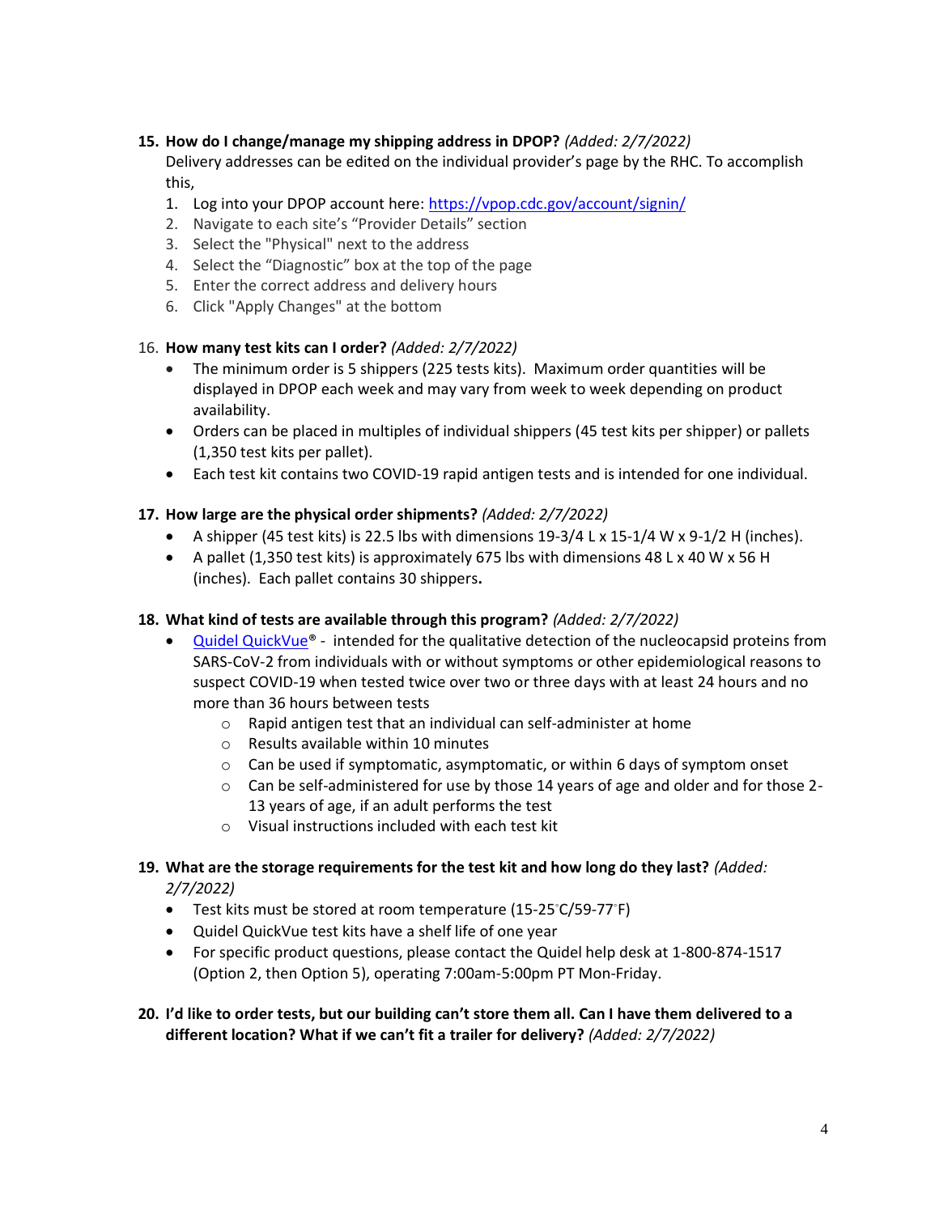15. **How do I change/manage my shipping address in DPOP?** *(Added: 2/7/2022)*
    Delivery addresses can be edited on the individual provider's page by the RHC. To accomplish this,
    1. Log into your DPOP account here: [https://vpop.cdc.gov/account/signin/](https://vpop.cdc.gov/account/signin/)
    2. Navigate to each site's "Provider Details" section
    3. Select the "Physical" next to the address
    4. Select the "Diagnostic" box at the top of the page
    5. Enter the correct address and delivery hours
    6. Click "Apply Changes" at the bottom

16. **How many test kits can I order?** *(Added: 2/7/2022)*
    - The minimum order is 5 shippers (225 tests kits). Maximum order quantities will be displayed in DPOP each week and may vary from week to week depending on product availability.
    - Orders can be placed in multiples of individual shippers (45 test kits per shipper) or pallets (1,350 test kits per pallet).
    - Each test kit contains two COVID-19 rapid antigen tests and is intended for one individual.

17. **How large are the physical order shipments?** *(Added: 2/7/2022)*
    - A shipper (45 test kits) is 22.5 lbs with dimensions 19-3/4 L x 15-1/4 W x 9-1/2 H (inches).
    - A pallet (1,350 test kits) is approximately 675 lbs with dimensions 48 L x 40 W x 56 H (inches). Each pallet contains 30 shippers**.**

18. **What kind of tests are available through this program?** *(Added: 2/7/2022)*
    - [Quidel QuickVue](#)® - intended for the qualitative detection of the nucleocapsid proteins from SARS-CoV-2 from individuals with or without symptoms or other epidemiological reasons to suspect COVID-19 when tested twice over two or three days with at least 24 hours and no more than 36 hours between tests
        - Rapid antigen test that an individual can self-administer at home
        - Results available within 10 minutes
        - Can be used if symptomatic, asymptomatic, or within 6 days of symptom onset
        - Can be self-administered for use by those 14 years of age and older and for those 2-13 years of age, if an adult performs the test
        - Visual instructions included with each test kit

19. **What are the storage requirements for the test kit and how long do they last?** *(Added: 2/7/2022)*
    - Test kits must be stored at room temperature (15-25°C/59-77°F)
    - Quidel QuickVue test kits have a shelf life of one year
    - For specific product questions, please contact the Quidel help desk at 1-800-874-1517 (Option 2, then Option 5), operating 7:00am-5:00pm PT Mon-Friday.

20. **I'd like to order tests, but our building can't store them all. Can I have them delivered to a different location? What if we can't fit a trailer for delivery?** *(Added: 2/7/2022)*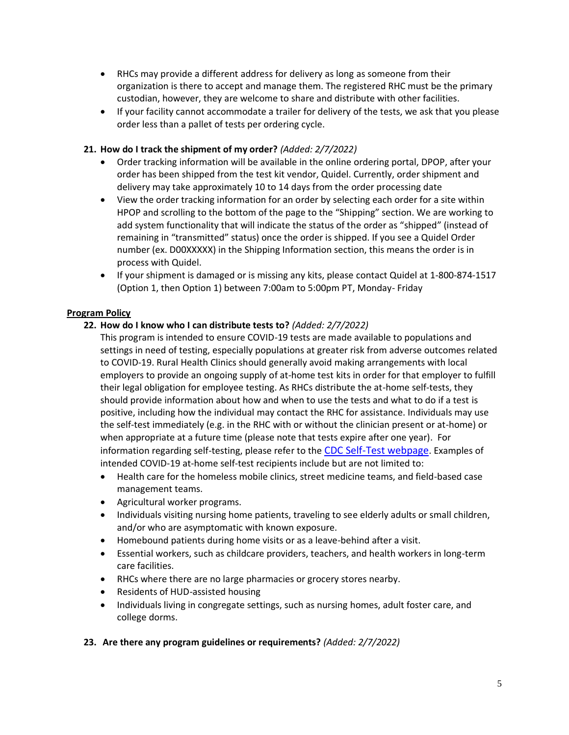- RHCs may provide a different address for delivery as long as someone from their organization is there to accept and manage them. The registered RHC must be the primary custodian, however, they are welcome to share and distribute with other facilities.
- If your facility cannot accommodate a trailer for delivery of the tests, we ask that you please order less than a pallet of tests per ordering cycle.

**21. How do I track the shipment of my order?** *(Added: 2/7/2022)*

- Order tracking information will be available in the online ordering portal, DPOP, after your order has been shipped from the test kit vendor, Quidel. Currently, order shipment and delivery may take approximately 10 to 14 days from the order processing date
- View the order tracking information for an order by selecting each order for a site within HPOP and scrolling to the bottom of the page to the "Shipping" section. We are working to add system functionality that will indicate the status of the order as "shipped" (instead of remaining in "transmitted" status) once the order is shipped. If you see a Quidel Order number (ex. D00XXXXX) in the Shipping Information section, this means the order is in process with Quidel.
- If your shipment is damaged or is missing any kits, please contact Quidel at 1-800-874-1517 (Option 1, then Option 1) between 7:00am to 5:00pm PT, Monday- Friday

**<u>Program Policy</u>**

**22. How do I know who I can distribute tests to?** *(Added: 2/7/2022)*

This program is intended to ensure COVID-19 tests are made available to populations and settings in need of testing, especially populations at greater risk from adverse outcomes related to COVID-19. Rural Health Clinics should generally avoid making arrangements with local employers to provide an ongoing supply of at-home test kits in order for that employer to fulfill their legal obligation for employee testing. As RHCs distribute the at-home self-tests, they should provide information about how and when to use the tests and what to do if a test is positive, including how the individual may contact the RHC for assistance. Individuals may use the self-test immediately (e.g. in the RHC with or without the clinician present or at-home) or when appropriate at a future time (please note that tests expire after one year). For information regarding self-testing, please refer to the [CDC Self-Test webpage](). Examples of intended COVID-19 at-home self-test recipients include but are not limited to:

- Health care for the homeless mobile clinics, street medicine teams, and field-based case management teams.
- Agricultural worker programs.
- Individuals visiting nursing home patients, traveling to see elderly adults or small children, and/or who are asymptomatic with known exposure.
- Homebound patients during home visits or as a leave-behind after a visit.
- Essential workers, such as childcare providers, teachers, and health workers in long-term care facilities.
- RHCs where there are no large pharmacies or grocery stores nearby.
- Residents of HUD-assisted housing
- Individuals living in congregate settings, such as nursing homes, adult foster care, and college dorms.

**23. Are there any program guidelines or requirements?** *(Added: 2/7/2022)*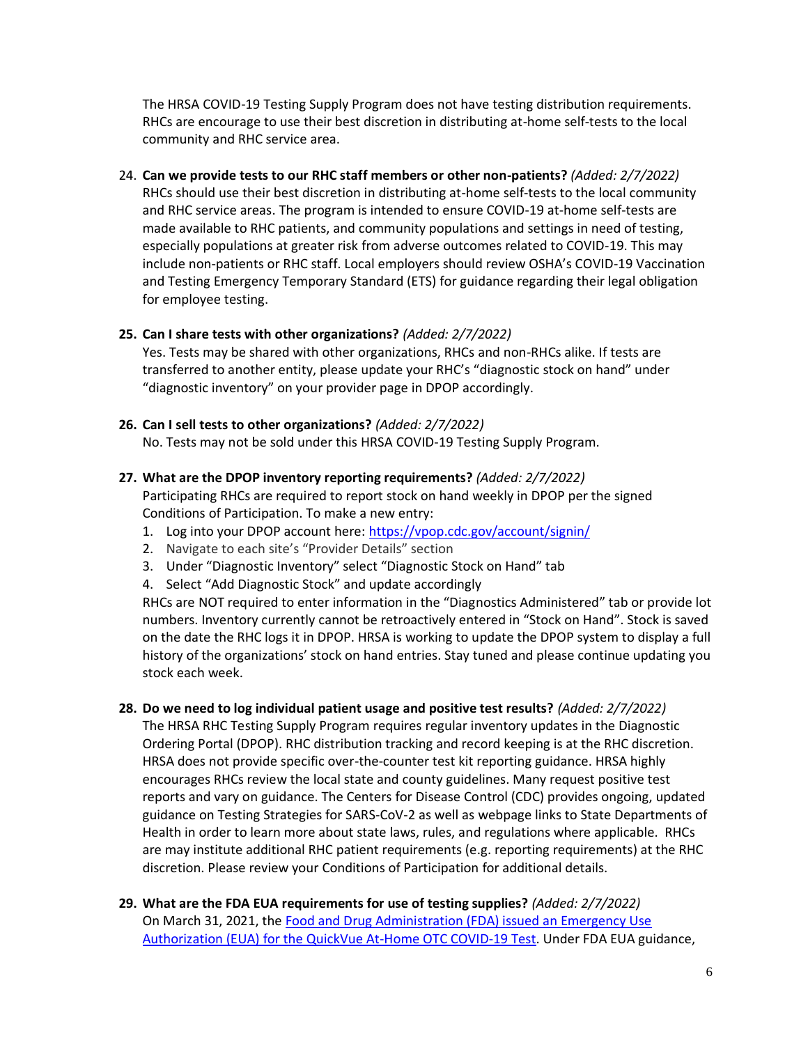The HRSA COVID-19 Testing Supply Program does not have testing distribution requirements. RHCs are encourage to use their best discretion in distributing at-home self-tests to the local community and RHC service area.

24. **Can we provide tests to our RHC staff members or other non-patients?** *(Added: 2/7/2022)* RHCs should use their best discretion in distributing at-home self-tests to the local community and RHC service areas. The program is intended to ensure COVID-19 at-home self-tests are made available to RHC patients, and community populations and settings in need of testing, especially populations at greater risk from adverse outcomes related to COVID-19. This may include non-patients or RHC staff. Local employers should review OSHA's COVID-19 Vaccination and Testing Emergency Temporary Standard (ETS) for guidance regarding their legal obligation for employee testing.

25. **Can I share tests with other organizations?** *(Added: 2/7/2022)* Yes. Tests may be shared with other organizations, RHCs and non-RHCs alike. If tests are transferred to another entity, please update your RHC's "diagnostic stock on hand" under "diagnostic inventory" on your provider page in DPOP accordingly.

26. **Can I sell tests to other organizations?** *(Added: 2/7/2022)* No. Tests may not be sold under this HRSA COVID-19 Testing Supply Program.

27. **What are the DPOP inventory reporting requirements?** *(Added: 2/7/2022)* Participating RHCs are required to report stock on hand weekly in DPOP per the signed Conditions of Participation. To make a new entry:
    1. Log into your DPOP account here: [https://vpop.cdc.gov/account/signin/](https://vpop.cdc.gov/account/signin/)
    2. Navigate to each site's "Provider Details" section
    3. Under "Diagnostic Inventory" select "Diagnostic Stock on Hand" tab
    4. Select "Add Diagnostic Stock" and update accordingly

    RHCs are NOT required to enter information in the "Diagnostics Administered" tab or provide lot numbers. Inventory currently cannot be retroactively entered in "Stock on Hand". Stock is saved on the date the RHC logs it in DPOP. HRSA is working to update the DPOP system to display a full history of the organizations' stock on hand entries. Stay tuned and please continue updating you stock each week.

28. **Do we need to log individual patient usage and positive test results?** *(Added: 2/7/2022)* The HRSA RHC Testing Supply Program requires regular inventory updates in the Diagnostic Ordering Portal (DPOP). RHC distribution tracking and record keeping is at the RHC discretion. HRSA does not provide specific over-the-counter test kit reporting guidance. HRSA highly encourages RHCs review the local state and county guidelines. Many request positive test reports and vary on guidance. The Centers for Disease Control (CDC) provides ongoing, updated guidance on Testing Strategies for SARS-CoV-2 as well as webpage links to State Departments of Health in order to learn more about state laws, rules, and regulations where applicable. RHCs are may institute additional RHC patient requirements (e.g. reporting requirements) at the RHC discretion. Please review your Conditions of Participation for additional details.

29. **What are the FDA EUA requirements for use of testing supplies?** *(Added: 2/7/2022)* On March 31, 2021, the [Food and Drug Administration (FDA) issued an Emergency Use Authorization (EUA) for the QuickVue At-Home OTC COVID-19 Test](). Under FDA EUA guidance,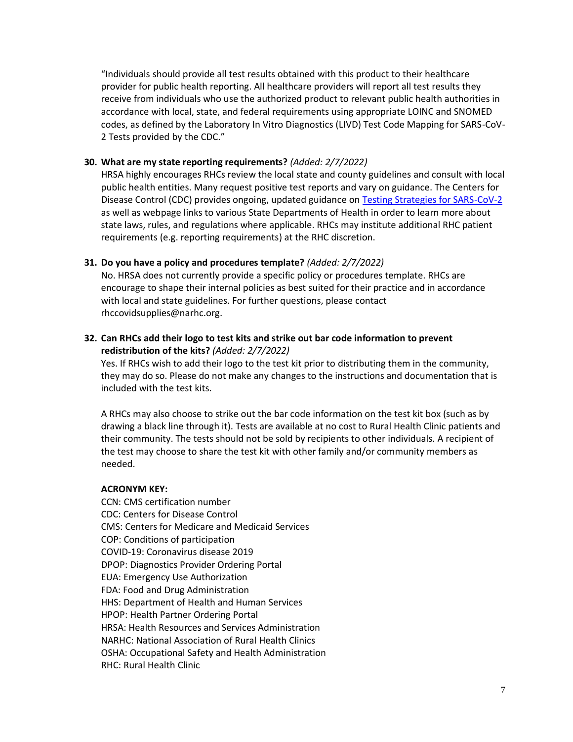"Individuals should provide all test results obtained with this product to their healthcare provider for public health reporting. All healthcare providers will report all test results they receive from individuals who use the authorized product to relevant public health authorities in accordance with local, state, and federal requirements using appropriate LOINC and SNOMED codes, as defined by the Laboratory In Vitro Diagnostics (LIVD) Test Code Mapping for SARS-CoV-2 Tests provided by the CDC."

30. **What are my state reporting requirements?** *(Added: 2/7/2022)*
    HRSA highly encourages RHCs review the local state and county guidelines and consult with local public health entities. Many request positive test reports and vary on guidance. The Centers for Disease Control (CDC) provides ongoing, updated guidance on [Testing Strategies for SARS-CoV-2](Testing Strategies for SARS-CoV-2) as well as webpage links to various State Departments of Health in order to learn more about state laws, rules, and regulations where applicable. RHCs may institute additional RHC patient requirements (e.g. reporting requirements) at the RHC discretion.

31. **Do you have a policy and procedures template?** *(Added: 2/7/2022)*
    No. HRSA does not currently provide a specific policy or procedures template. RHCs are encourage to shape their internal policies as best suited for their practice and in accordance with local and state guidelines. For further questions, please contact rhccovidsupplies@narhc.org.

32. **Can RHCs add their logo to test kits and strike out bar code information to prevent redistribution of the kits?** *(Added: 2/7/2022)*
    Yes. If RHCs wish to add their logo to the test kit prior to distributing them in the community, they may do so. Please do not make any changes to the instructions and documentation that is included with the test kits.

    A RHCs may also choose to strike out the bar code information on the test kit box (such as by drawing a black line through it). Tests are available at no cost to Rural Health Clinic patients and their community. The tests should not be sold by recipients to other individuals. A recipient of the test may choose to share the test kit with other family and/or community members as needed.

**ACRONYM KEY:**

CCN: CMS certification number
CDC: Centers for Disease Control
CMS: Centers for Medicare and Medicaid Services
COP: Conditions of participation
COVID-19: Coronavirus disease 2019
DPOP: Diagnostics Provider Ordering Portal
EUA: Emergency Use Authorization
FDA: Food and Drug Administration
HHS: Department of Health and Human Services
HPOP: Health Partner Ordering Portal
HRSA: Health Resources and Services Administration
NARHC: National Association of Rural Health Clinics
OSHA: Occupational Safety and Health Administration
RHC: Rural Health Clinic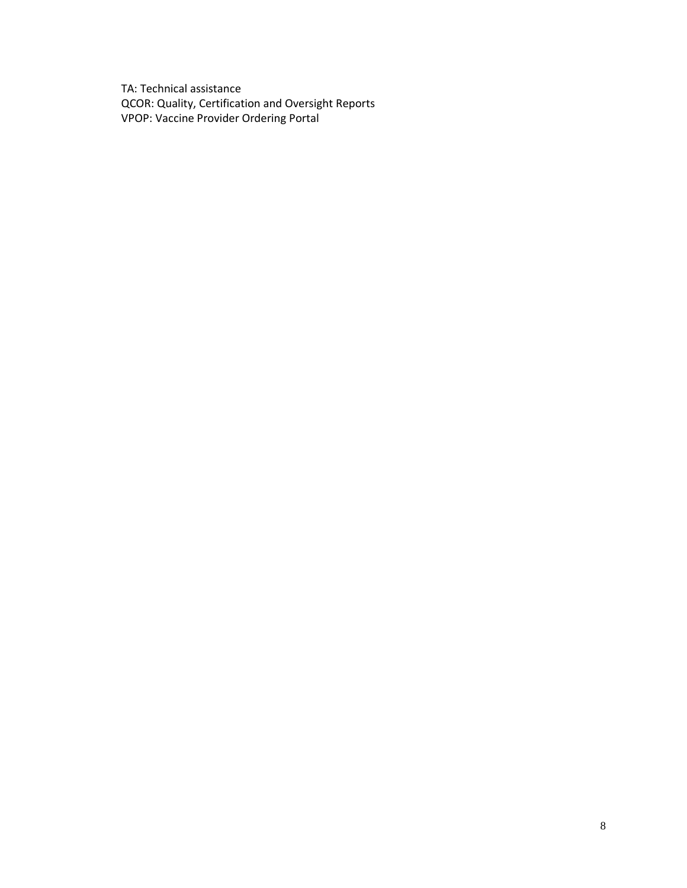TA: Technical assistance
QCOR: Quality, Certification and Oversight Reports
VPOP: Vaccine Provider Ordering Portal